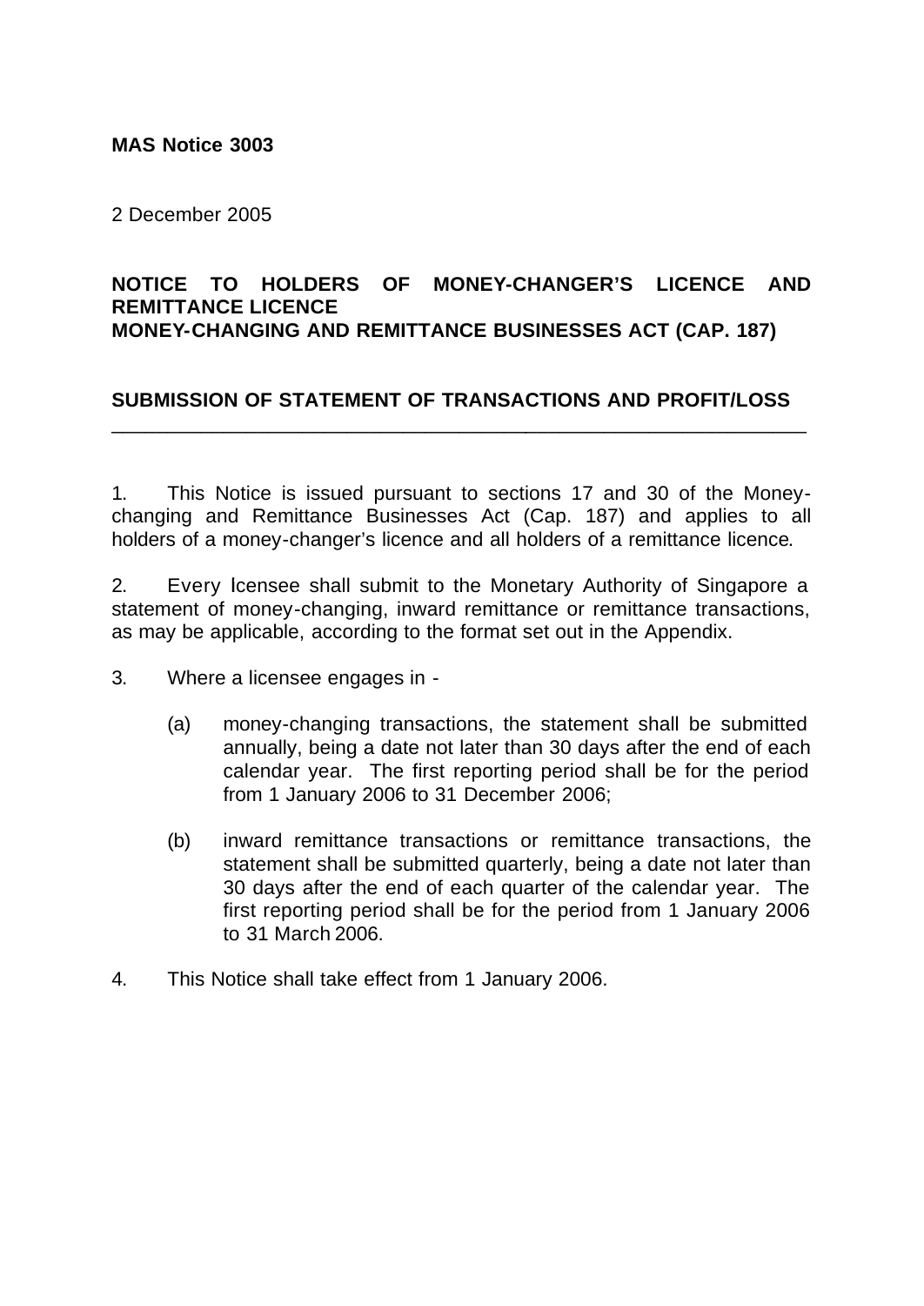**MAS Notice 3003**

2 December 2005

**NOTICE TO HOLDERS OF MONEY-CHANGER'S LICENCE AND REMITTANCE LICENCE**
**MONEY-CHANGING AND REMITTANCE BUSINESSES ACT (CAP. 187)**

**SUBMISSION OF STATEMENT OF TRANSACTIONS AND PROFIT/LOSS**

---

1. This Notice is issued pursuant to sections 17 and 30 of the Money-changing and Remittance Businesses Act (Cap. 187) and applies to all holders of a money-changer's licence and all holders of a remittance licence.

2. Every lcensee shall submit to the Monetary Authority of Singapore a statement of money-changing, inward remittance or remittance transactions, as may be applicable, according to the format set out in the Appendix.

3. Where a licensee engages in -

   (a) money-changing transactions, the statement shall be submitted annually, being a date not later than 30 days after the end of each calendar year. The first reporting period shall be for the period from 1 January 2006 to 31 December 2006;

   (b) inward remittance transactions or remittance transactions, the statement shall be submitted quarterly, being a date not later than 30 days after the end of each quarter of the calendar year. The first reporting period shall be for the period from 1 January 2006 to 31 March 2006.

4. This Notice shall take effect from 1 January 2006.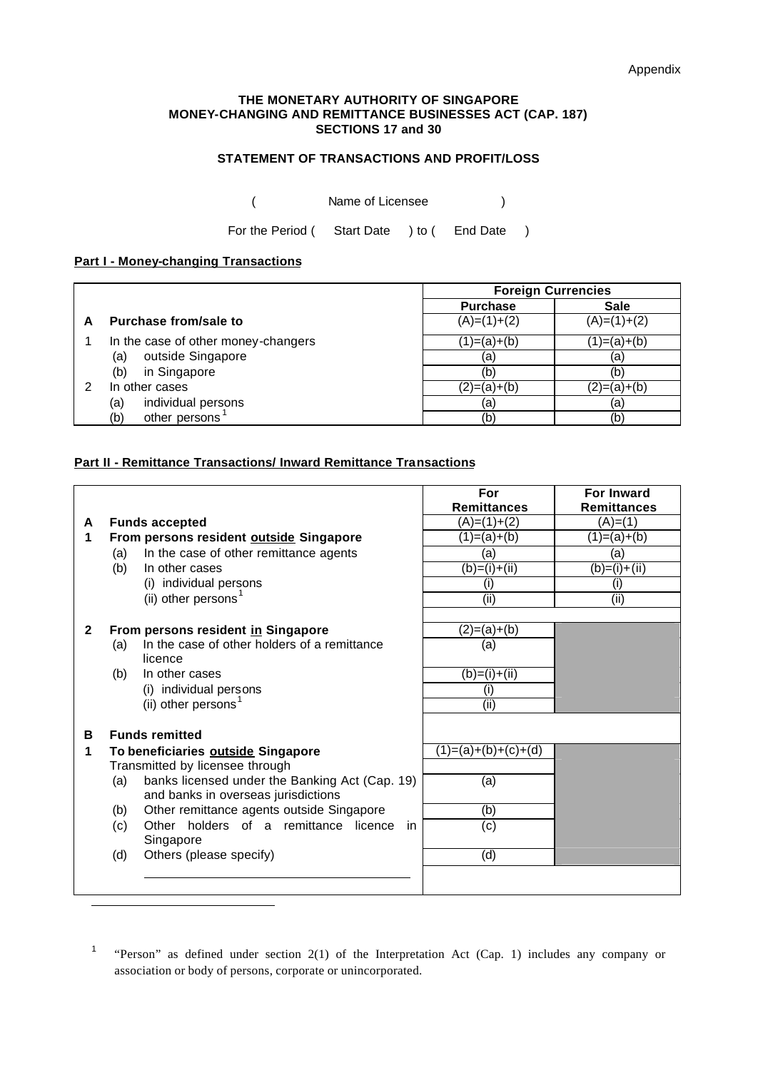Appendix

**THE MONETARY AUTHORITY OF SINGAPORE**
**MONEY-CHANGING AND REMITTANCE BUSINESSES ACT (CAP. 187)**
**SECTIONS 17 and 30**

**STATEMENT OF TRANSACTIONS AND PROFIT/LOSS**

( Name of Licensee )

For the Period ( Start Date ) to ( End Date )

**Part I - Money-changing Transactions**

| | | Foreign Currencies | |
|---|---|---|---|
| | | **Purchase** | **Sale** |
| **A** | **Purchase from/sale to** | (A)=(1)+(2) | (A)=(1)+(2) |
| 1 | In the case of other money-changers | (1)=(a)+(b) | (1)=(a)+(b) |
| | (a) outside Singapore | (a) | (a) |
| | (b) in Singapore | (b) | (b) |
| 2 | In other cases | (2)=(a)+(b) | (2)=(a)+(b) |
| | (a) individual persons | (a) | (a) |
| | (b) other persons[1] | (b) | (b) |

**Part II - Remittance Transactions/ Inward Remittance Transactions**

| | | For Remittances | For Inward Remittances |
|---|---|---|---|
| **A** | **Funds accepted** | (A)=(1)+(2) | (A)=(1) |
| **1** | **From persons resident outside Singapore** | (1)=(a)+(b) | (1)=(a)+(b) |
| | (a) In the case of other remittance agents | (a) | (a) |
| | (b) In other cases | (b)=(i)+(ii) | (b)=(i)+(ii) |
| | (i) individual persons | (i) | (i) |
| | (ii) other persons[1] | (ii) | (ii) |
| **2** | **From persons resident in Singapore** | (2)=(a)+(b) | |
| | (a) In the case of other holders of a remittance licence | (a) | |
| | (b) In other cases | (b)=(i)+(ii) | |
| | (i) individual persons | (i) | |
| | (ii) other persons[1] | (ii) | |
| **B** | **Funds remitted** | | |
| **1** | **To beneficiaries outside Singapore** | (1)=(a)+(b)+(c)+(d) | |
| | Transmitted by licensee through | | |
| | (a) banks licensed under the Banking Act (Cap. 19) and banks in overseas jurisdictions | (a) | |
| | (b) Other remittance agents outside Singapore | (b) | |
| | (c) Other holders of a remittance licence in Singapore | (c) | |
| | (d) Others (please specify) ______________________ | (d) | |

[1] "Person" as defined under section 2(1) of the Interpretation Act (Cap. 1) includes any company or association or body of persons, corporate or unincorporated.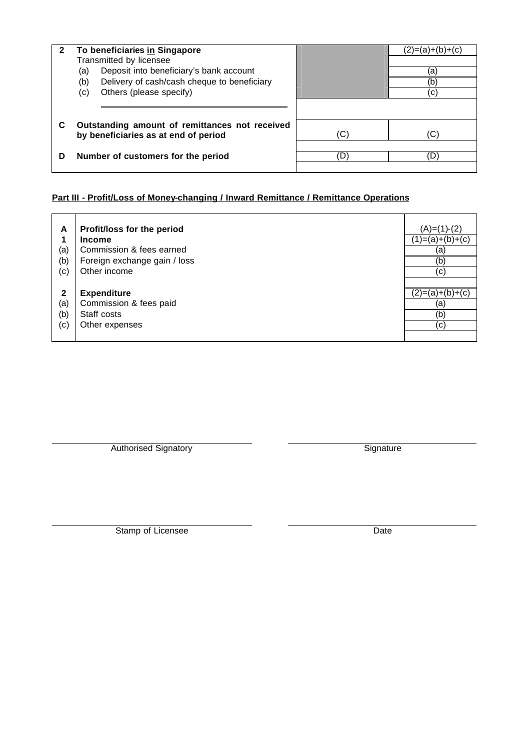| | | | |
|---|---|---|---|
| **2** | **To beneficiaries in Singapore**<br>Transmitted by licensee | | (2)=(a)+(b)+(c) |
| | (a) Deposit into beneficiary's bank account | | (a) |
| | (b) Delivery of cash/cash cheque to beneficiary | | (b) |
| | (c) Others (please specify) | | (c) |
| | ______________________________ | | |
| **C** | **Outstanding amount of remittances not received by beneficiaries as at end of period** | (C) | (C) |
| **D** | **Number of customers for the period** | (D) | (D) |

**Part III - Profit/Loss of Money-changing / Inward Remittance / Remittance Operations**

| | | |
|---|---|---|
| **A** | **Profit/loss for the period** | (A)=(1)-(2) |
| **1** | **Income** | (1)=(a)+(b)+(c) |
| (a) | Commission & fees earned | (a) |
| (b) | Foreign exchange gain / loss | (b) |
| (c) | Other income | (c) |
| **2** | **Expenditure** | (2)=(a)+(b)+(c) |
| (a) | Commission & fees paid | (a) |
| (b) | Staff costs | (b) |
| (c) | Other expenses | (c) |

______________________________ Authorised Signatory

______________________________ Signature

______________________________ Stamp of Licensee

______________________________ Date